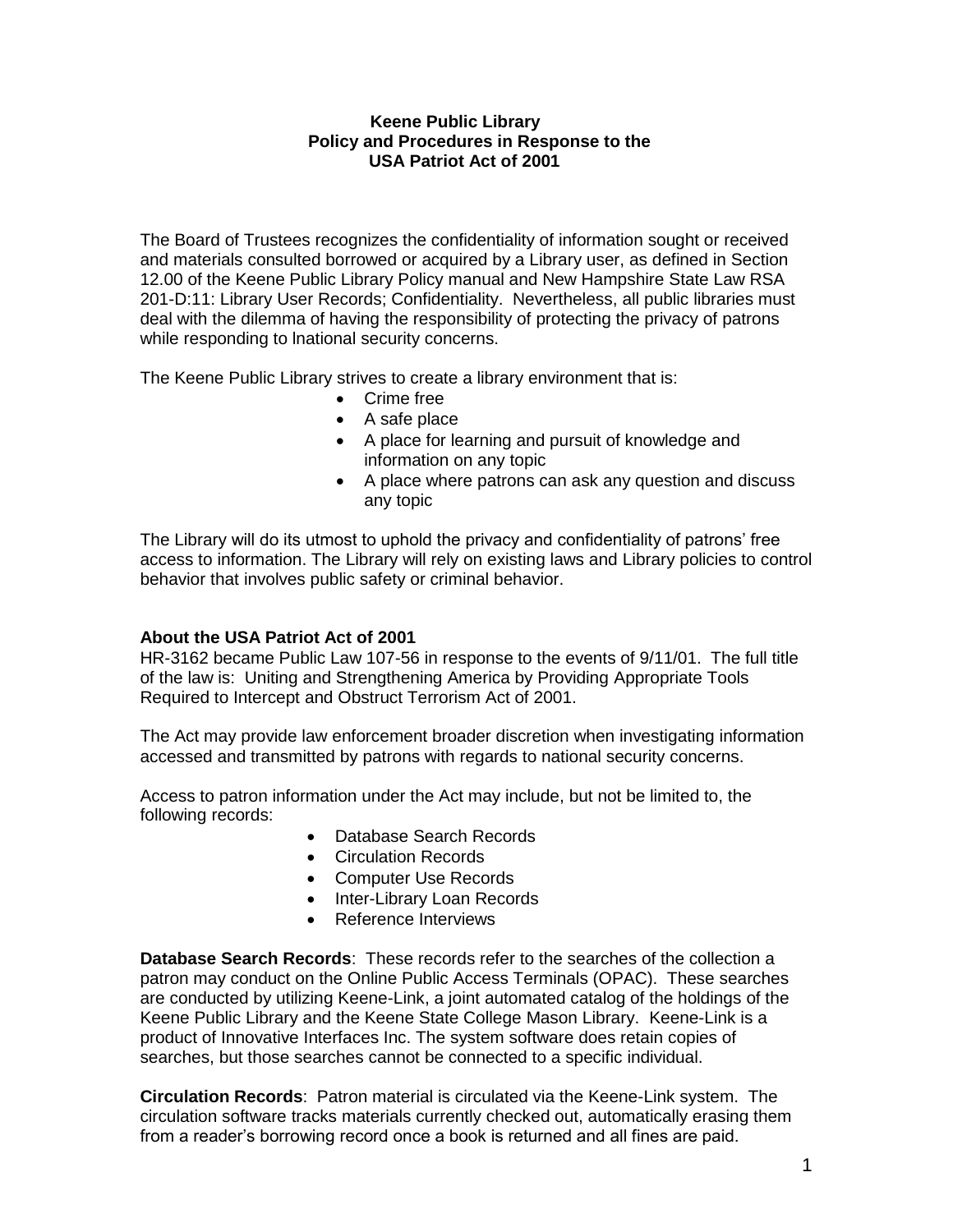**Keene Public Library**
**Policy and Procedures in Response to the**
**USA Patriot Act of 2001**

The Board of Trustees recognizes the confidentiality of information sought or received and materials consulted borrowed or acquired by a Library user, as defined in Section 12.00 of the Keene Public Library Policy manual and New Hampshire State Law RSA 201-D:11: Library User Records; Confidentiality. Nevertheless, all public libraries must deal with the dilemma of having the responsibility of protecting the privacy of patrons while responding to lnational security concerns.

The Keene Public Library strives to create a library environment that is:

- Crime free
- A safe place
- A place for learning and pursuit of knowledge and information on any topic
- A place where patrons can ask any question and discuss any topic

The Library will do its utmost to uphold the privacy and confidentiality of patrons' free access to information. The Library will rely on existing laws and Library policies to control behavior that involves public safety or criminal behavior.

**About the USA Patriot Act of 2001**

HR-3162 became Public Law 107-56 in response to the events of 9/11/01. The full title of the law is: Uniting and Strengthening America by Providing Appropriate Tools Required to Intercept and Obstruct Terrorism Act of 2001.

The Act may provide law enforcement broader discretion when investigating information accessed and transmitted by patrons with regards to national security concerns.

Access to patron information under the Act may include, but not be limited to, the following records:

- Database Search Records
- Circulation Records
- Computer Use Records
- Inter-Library Loan Records
- Reference Interviews

**Database Search Records**: These records refer to the searches of the collection a patron may conduct on the Online Public Access Terminals (OPAC). These searches are conducted by utilizing Keene-Link, a joint automated catalog of the holdings of the Keene Public Library and the Keene State College Mason Library. Keene-Link is a product of Innovative Interfaces Inc. The system software does retain copies of searches, but those searches cannot be connected to a specific individual.

**Circulation Records**: Patron material is circulated via the Keene-Link system. The circulation software tracks materials currently checked out, automatically erasing them from a reader's borrowing record once a book is returned and all fines are paid.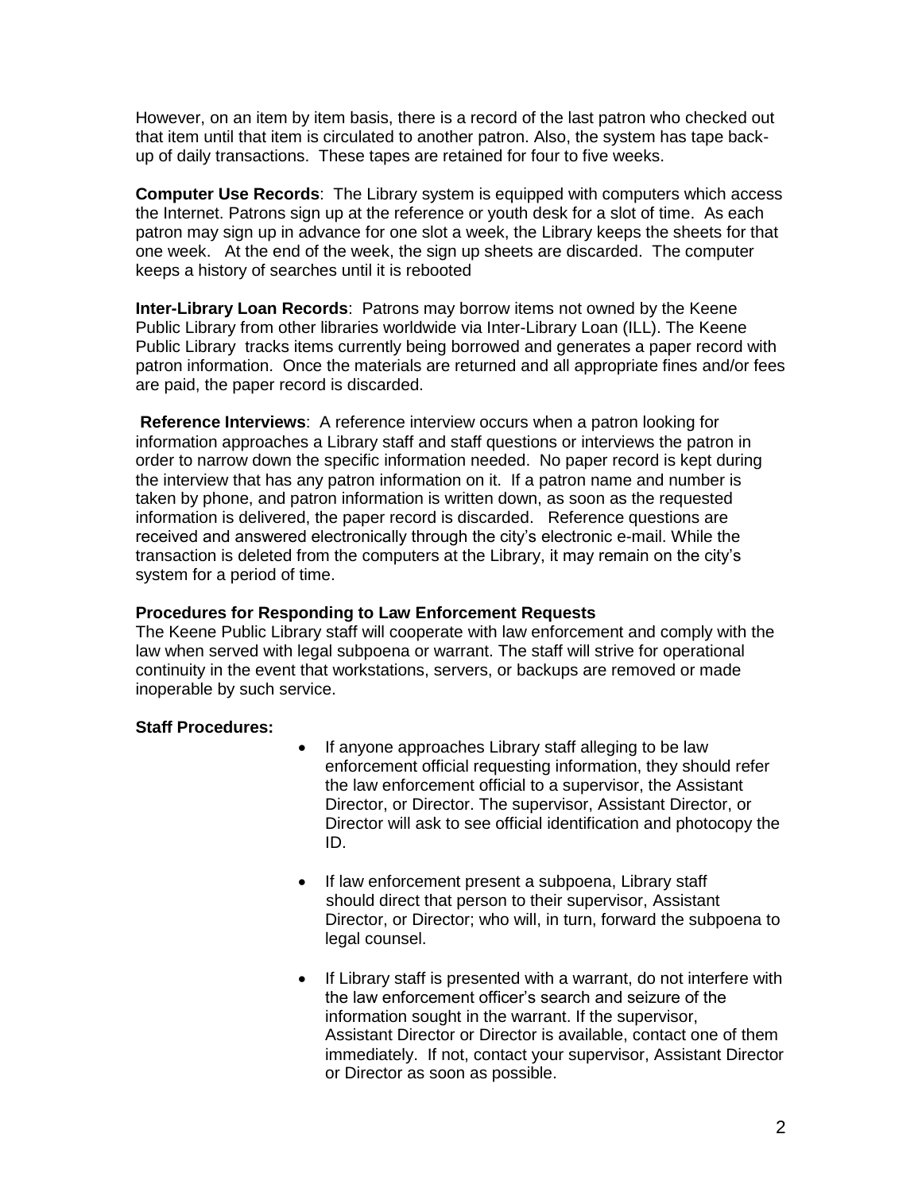However, on an item by item basis, there is a record of the last patron who checked out that item until that item is circulated to another patron. Also, the system has tape back-up of daily transactions. These tapes are retained for four to five weeks.

**Computer Use Records**: The Library system is equipped with computers which access the Internet. Patrons sign up at the reference or youth desk for a slot of time. As each patron may sign up in advance for one slot a week, the Library keeps the sheets for that one week. At the end of the week, the sign up sheets are discarded. The computer keeps a history of searches until it is rebooted

**Inter-Library Loan Records**: Patrons may borrow items not owned by the Keene Public Library from other libraries worldwide via Inter-Library Loan (ILL). The Keene Public Library tracks items currently being borrowed and generates a paper record with patron information. Once the materials are returned and all appropriate fines and/or fees are paid, the paper record is discarded.

**Reference Interviews**: A reference interview occurs when a patron looking for information approaches a Library staff and staff questions or interviews the patron in order to narrow down the specific information needed. No paper record is kept during the interview that has any patron information on it. If a patron name and number is taken by phone, and patron information is written down, as soon as the requested information is delivered, the paper record is discarded. Reference questions are received and answered electronically through the city's electronic e-mail. While the transaction is deleted from the computers at the Library, it may remain on the city's system for a period of time.

**Procedures for Responding to Law Enforcement Requests**

The Keene Public Library staff will cooperate with law enforcement and comply with the law when served with legal subpoena or warrant. The staff will strive for operational continuity in the event that workstations, servers, or backups are removed or made inoperable by such service.

**Staff Procedures:**

- If anyone approaches Library staff alleging to be law enforcement official requesting information, they should refer the law enforcement official to a supervisor, the Assistant Director, or Director. The supervisor, Assistant Director, or Director will ask to see official identification and photocopy the ID.

- If law enforcement present a subpoena, Library staff should direct that person to their supervisor, Assistant Director, or Director; who will, in turn, forward the subpoena to legal counsel.

- If Library staff is presented with a warrant, do not interfere with the law enforcement officer's search and seizure of the information sought in the warrant. If the supervisor, Assistant Director or Director is available, contact one of them immediately. If not, contact your supervisor, Assistant Director or Director as soon as possible.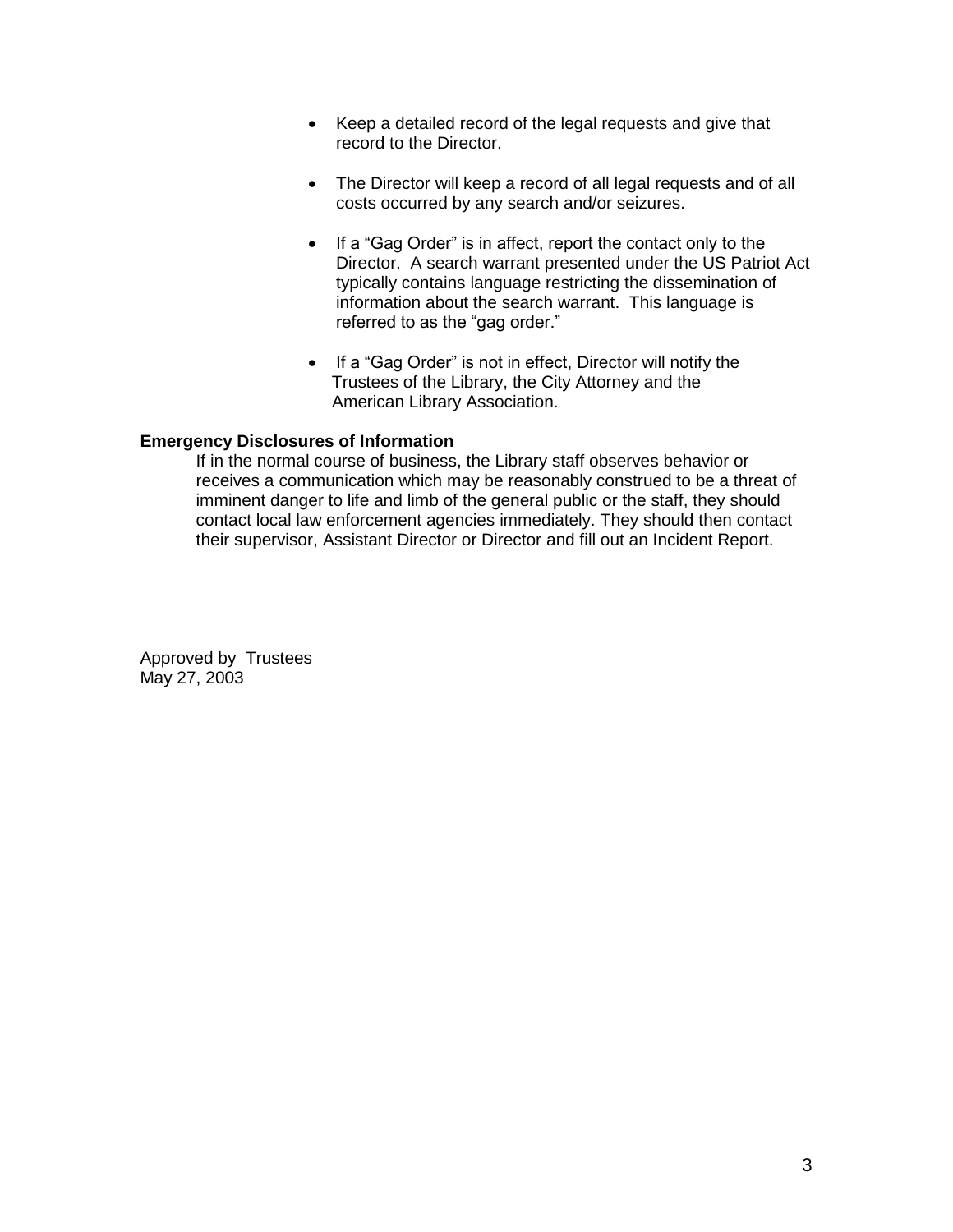- Keep a detailed record of the legal requests and give that record to the Director.

- The Director will keep a record of all legal requests and of all costs occurred by any search and/or seizures.

- If a "Gag Order" is in affect, report the contact only to the Director. A search warrant presented under the US Patriot Act typically contains language restricting the dissemination of information about the search warrant. This language is referred to as the "gag order."

- If a "Gag Order" is not in effect, Director will notify the Trustees of the Library, the City Attorney and the American Library Association.

**Emergency Disclosures of Information**

If in the normal course of business, the Library staff observes behavior or receives a communication which may be reasonably construed to be a threat of imminent danger to life and limb of the general public or the staff, they should contact local law enforcement agencies immediately. They should then contact their supervisor, Assistant Director or Director and fill out an Incident Report.

Approved by Trustees
May 27, 2003